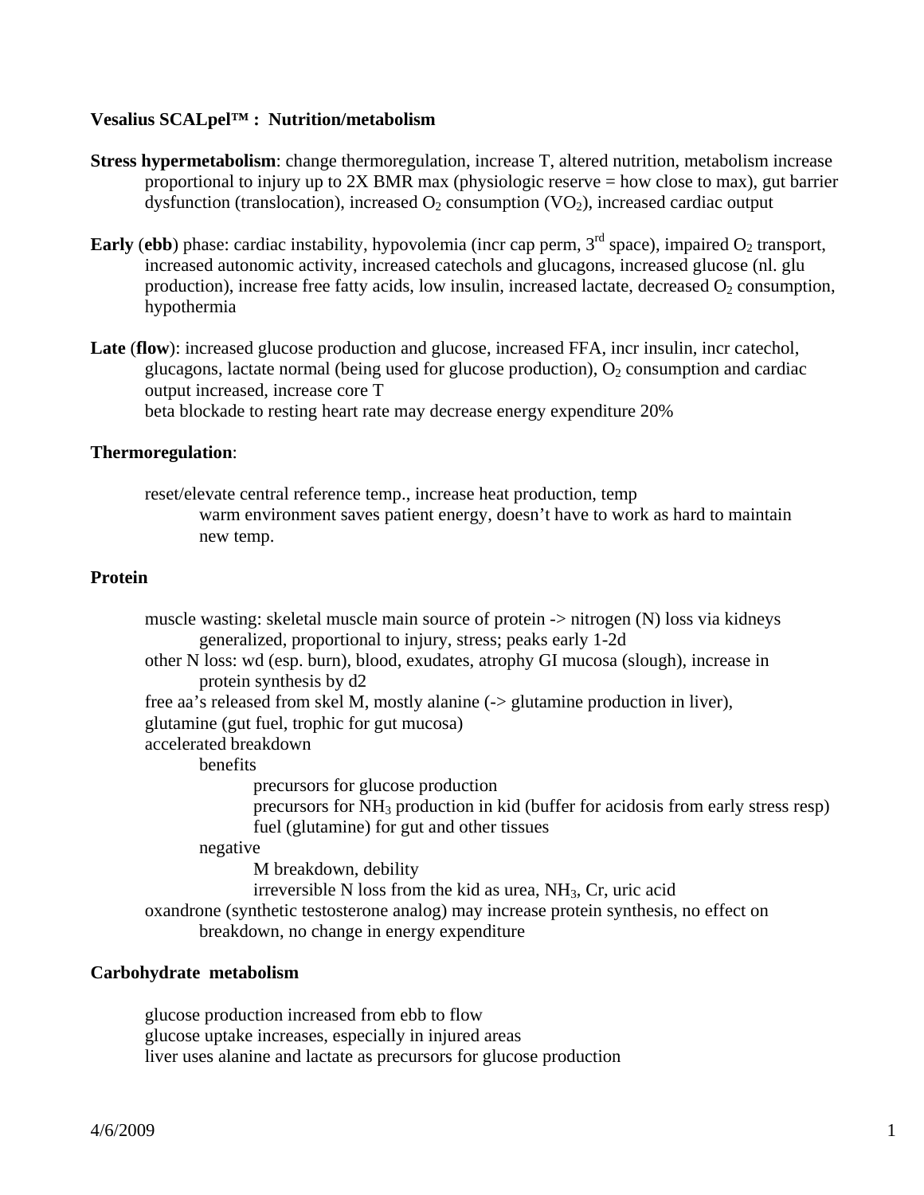**Vesalius SCALpel™ : Nutrition/metabolism**

**Stress hypermetabolism**: change thermoregulation, increase T, altered nutrition, metabolism increase proportional to injury up to 2X BMR max (physiologic reserve = how close to max), gut barrier dysfunction (translocation), increased $O_2$ consumption ($VO_2$), increased cardiac output

**Early** (**ebb**) phase: cardiac instability, hypovolemia (incr cap perm, 3rd space), impaired $O_2$ transport, increased autonomic activity, increased catechols and glucagons, increased glucose (nl. glu production), increase free fatty acids, low insulin, increased lactate, decreased $O_2$ consumption, hypothermia

**Late** (**flow**): increased glucose production and glucose, increased FFA, incr insulin, incr catechol, glucagons, lactate normal (being used for glucose production), $O_2$ consumption and cardiac output increased, increase core T
- beta blockade to resting heart rate may decrease energy expenditure 20%

**Thermoregulation**:

- reset/elevate central reference temp., increase heat production, temp
  - warm environment saves patient energy, doesn't have to work as hard to maintain new temp.

**Protein**

- muscle wasting: skeletal muscle main source of protein -> nitrogen (N) loss via kidneys
  - generalized, proportional to injury, stress; peaks early 1-2d
- other N loss: wd (esp. burn), blood, exudates, atrophy GI mucosa (slough), increase in protein synthesis by d2
- free aa's released from skel M, mostly alanine (-> glutamine production in liver),
- glutamine (gut fuel, trophic for gut mucosa)
- accelerated breakdown
  - benefits
    - precursors for glucose production
    - precursors for $NH_3$ production in kid (buffer for acidosis from early stress resp)
    - fuel (glutamine) for gut and other tissues
  - negative
    - M breakdown, debility
    - irreversible N loss from the kid as urea, $NH_3$, Cr, uric acid
- oxandrone (synthetic testosterone analog) may increase protein synthesis, no effect on breakdown, no change in energy expenditure

**Carbohydrate metabolism**

- glucose production increased from ebb to flow
- glucose uptake increases, especially in injured areas
- liver uses alanine and lactate as precursors for glucose production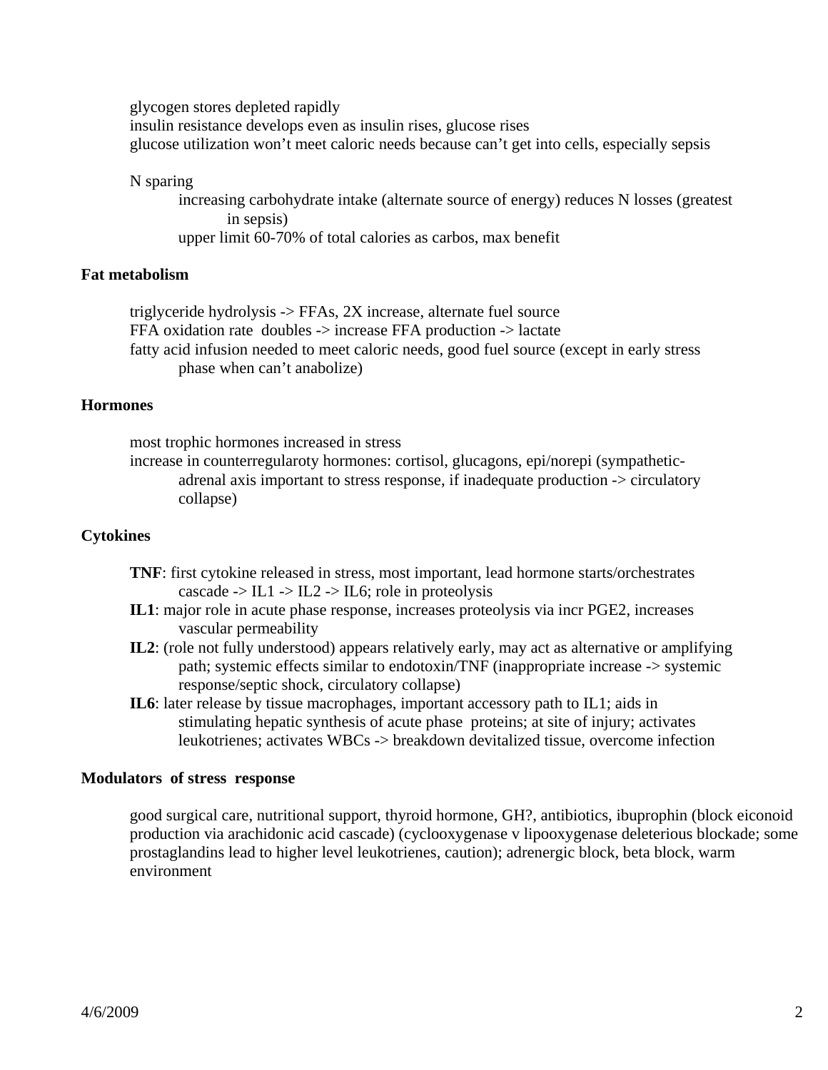glycogen stores depleted rapidly
insulin resistance develops even as insulin rises, glucose rises
glucose utilization won't meet caloric needs because can't get into cells, especially sepsis

N sparing

- increasing carbohydrate intake (alternate source of energy) reduces N losses (greatest in sepsis)
- upper limit 60-70% of total calories as carbos, max benefit

**Fat metabolism**

triglyceride hydrolysis -> FFAs, 2X increase, alternate fuel source
FFA oxidation rate doubles -> increase FFA production -> lactate
fatty acid infusion needed to meet caloric needs, good fuel source (except in early stress phase when can't anabolize)

**Hormones**

most trophic hormones increased in stress
increase in counterregularoty hormones: cortisol, glucagons, epi/norepi (sympathetic-adrenal axis important to stress response, if inadequate production -> circulatory collapse)

**Cytokines**

**TNF**: first cytokine released in stress, most important, lead hormone starts/orchestrates cascade -> IL1 -> IL2 -> IL6; role in proteolysis
**IL1**: major role in acute phase response, increases proteolysis via incr PGE2, increases vascular permeability
**IL2**: (role not fully understood) appears relatively early, may act as alternative or amplifying path; systemic effects similar to endotoxin/TNF (inappropriate increase -> systemic response/septic shock, circulatory collapse)
**IL6**: later release by tissue macrophages, important accessory path to IL1; aids in stimulating hepatic synthesis of acute phase proteins; at site of injury; activates leukotrienes; activates WBCs -> breakdown devitalized tissue, overcome infection

**Modulators of stress response**

good surgical care, nutritional support, thyroid hormone, GH?, antibiotics, ibuprophin (block eiconoid production via arachidonic acid cascade) (cyclooxygenase v lipooxygenase deleterious blockade; some prostaglandins lead to higher level leukotrienes, caution); adrenergic block, beta block, warm environment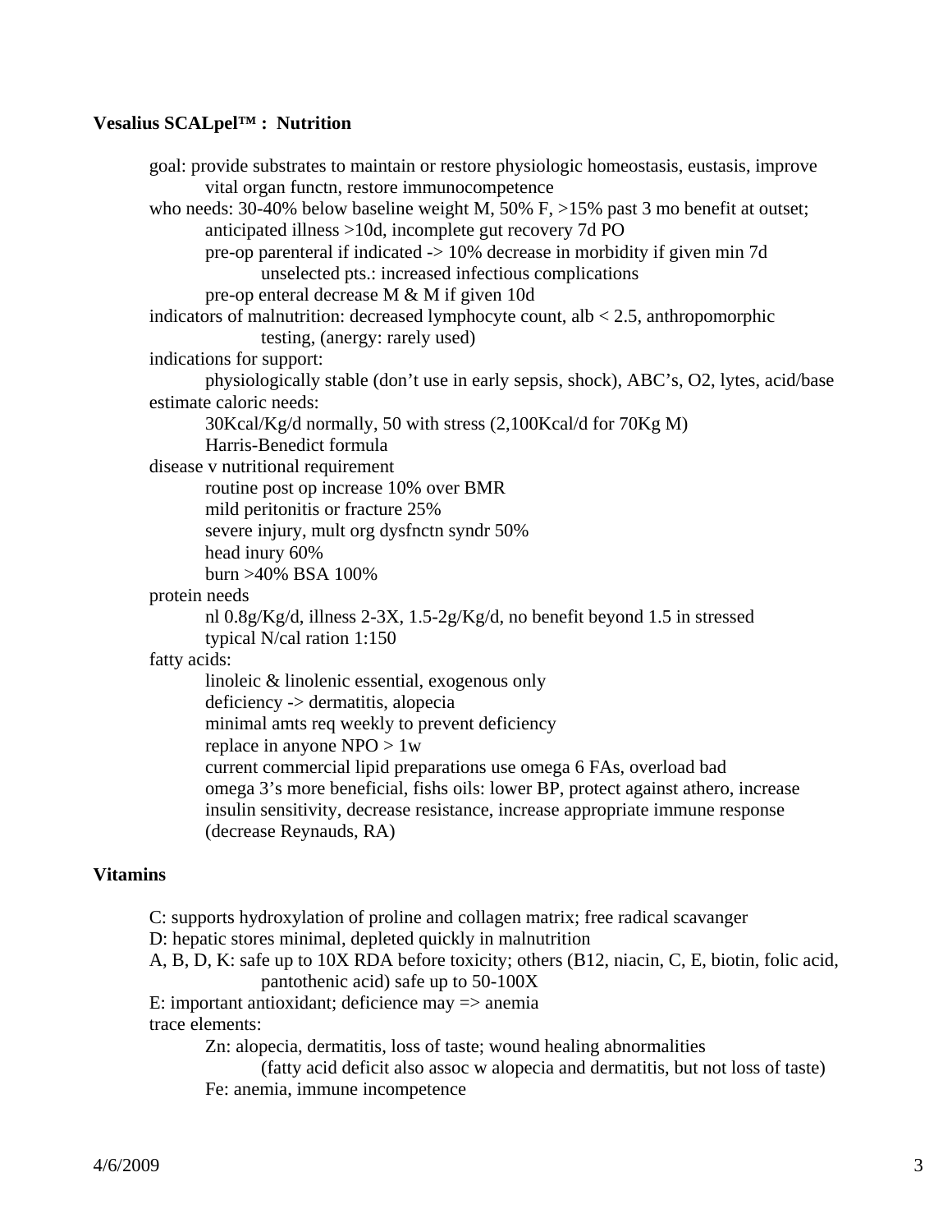**Vesalius SCALpel™ : Nutrition**

- goal: provide substrates to maintain or restore physiologic homeostasis, eustasis, improve vital organ functn, restore immunocompetence
- who needs: 30-40% below baseline weight M, 50% F, >15% past 3 mo benefit at outset; anticipated illness >10d, incomplete gut recovery 7d PO
  - pre-op parenteral if indicated -> 10% decrease in morbidity if given min 7d
    - unselected pts.: increased infectious complications
  - pre-op enteral decrease M & M if given 10d
- indicators of malnutrition: decreased lymphocyte count, alb < 2.5, anthropomorphic testing, (anergy: rarely used)
- indications for support:
  - physiologically stable (don't use in early sepsis, shock), ABC's, O2, lytes, acid/base
- estimate caloric needs:
  - 30Kcal/Kg/d normally, 50 with stress (2,100Kcal/d for 70Kg M)
  - Harris-Benedict formula
- disease v nutritional requirement
  - routine post op increase 10% over BMR
  - mild peritonitis or fracture 25%
  - severe injury, mult org dysfnctn syndr 50%
  - head inury 60%
  - burn >40% BSA 100%
- protein needs
  - nl 0.8g/Kg/d, illness 2-3X, 1.5-2g/Kg/d, no benefit beyond 1.5 in stressed
  - typical N/cal ration 1:150
- fatty acids:
  - linoleic & linolenic essential, exogenous only
  - deficiency -> dermatitis, alopecia
  - minimal amts req weekly to prevent deficiency
  - replace in anyone NPO > 1w
  - current commercial lipid preparations use omega 6 FAs, overload bad
  - omega 3's more beneficial, fishs oils: lower BP, protect against athero, increase insulin sensitivity, decrease resistance, increase appropriate immune response (decrease Reynauds, RA)

**Vitamins**

- C: supports hydroxylation of proline and collagen matrix; free radical scavanger
- D: hepatic stores minimal, depleted quickly in malnutrition
- A, B, D, K: safe up to 10X RDA before toxicity; others (B12, niacin, C, E, biotin, folic acid, pantothenic acid) safe up to 50-100X
- E: important antioxidant; deficience may => anemia
- trace elements:
  - Zn: alopecia, dermatitis, loss of taste; wound healing abnormalities
    - (fatty acid deficit also assoc w alopecia and dermatitis, but not loss of taste)
  - Fe: anemia, immune incompetence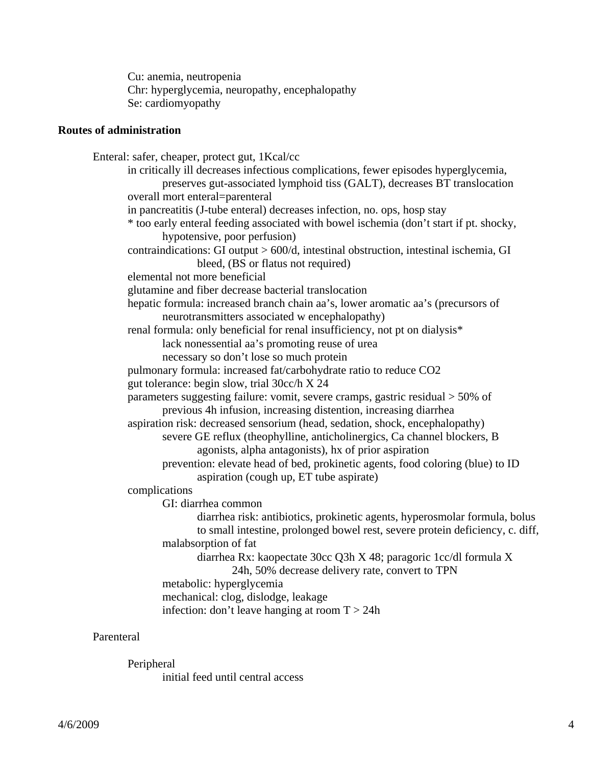- Cu: anemia, neutropenia
- Chr: hyperglycemia, neuropathy, encephalopathy
- Se: cardiomyopathy

**Routes of administration**

- Enteral: safer, cheaper, protect gut, 1Kcal/cc
  - in critically ill decreases infectious complications, fewer episodes hyperglycemia, preserves gut-associated lymphoid tiss (GALT), decreases BT translocation
  - overall mort enteral=parenteral
  - in pancreatitis (J-tube enteral) decreases infection, no. ops, hosp stay
  - * too early enteral feeding associated with bowel ischemia (don't start if pt. shocky, hypotensive, poor perfusion)
  - contraindications: GI output > 600/d, intestinal obstruction, intestinal ischemia, GI bleed, (BS or flatus not required)
  - elemental not more beneficial
  - glutamine and fiber decrease bacterial translocation
  - hepatic formula: increased branch chain aa's, lower aromatic aa's (precursors of neurotransmitters associated w encephalopathy)
  - renal formula: only beneficial for renal insufficiency, not pt on dialysis*
    - lack nonessential aa's promoting reuse of urea
    - necessary so don't lose so much protein
  - pulmonary formula: increased fat/carbohydrate ratio to reduce $CO_2$
  - gut tolerance: begin slow, trial 30cc/h X 24
  - parameters suggesting failure: vomit, severe cramps, gastric residual > 50% of previous 4h infusion, increasing distention, increasing diarrhea
  - aspiration risk: decreased sensorium (head, sedation, shock, encephalopathy)
    - severe GE reflux (theophylline, anticholinergics, Ca channel blockers, B agonists, alpha antagonists), hx of prior aspiration
    - prevention: elevate head of bed, prokinetic agents, food coloring (blue) to ID aspiration (cough up, ET tube aspirate)
  - complications
    - GI: diarrhea common
      - diarrhea risk: antibiotics, prokinetic agents, hyperosmolar formula, bolus to small intestine, prolonged bowel rest, severe protein deficiency, c. diff,
    - malabsorption of fat
      - diarrhea Rx: kaopectate 30cc Q3h X 48; paragoric 1cc/dl formula X 24h, 50% decrease delivery rate, convert to TPN
    - metabolic: hyperglycemia
    - mechanical: clog, dislodge, leakage
    - infection: don't leave hanging at room T > 24h

- Parenteral
  - Peripheral
    - initial feed until central access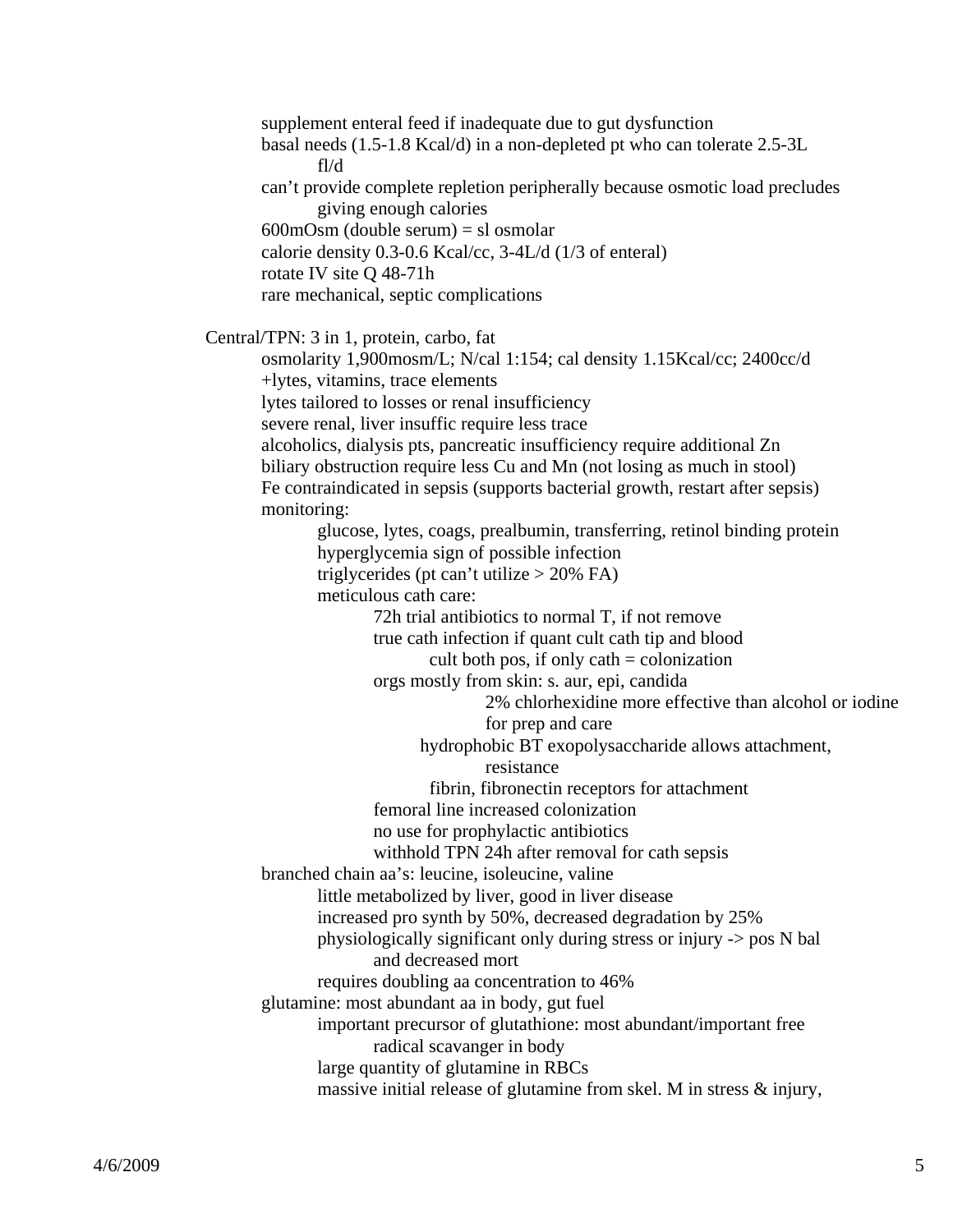- supplement enteral feed if inadequate due to gut dysfunction
- basal needs (1.5-1.8 Kcal/d) in a non-depleted pt who can tolerate 2.5-3L fl/d
- can't provide complete repletion peripherally because osmotic load precludes giving enough calories
- 600mOsm (double serum) = sl osmolar
- calorie density 0.3-0.6 Kcal/cc, 3-4L/d (1/3 of enteral)
- rotate IV site Q 48-71h
- rare mechanical, septic complications

Central/TPN: 3 in 1, protein, carbo, fat

- osmolarity 1,900mosm/L; N/cal 1:154; cal density 1.15Kcal/cc; 2400cc/d
- +lytes, vitamins, trace elements
- lytes tailored to losses or renal insufficiency
- severe renal, liver insuffic require less trace
- alcoholics, dialysis pts, pancreatic insufficiency require additional Zn
- biliary obstruction require less Cu and Mn (not losing as much in stool)
- Fe contraindicated in sepsis (supports bacterial growth, restart after sepsis)
- monitoring:
    - glucose, lytes, coags, prealbumin, transferring, retinol binding protein
    - hyperglycemia sign of possible infection
    - triglycerides (pt can't utilize > 20% FA)
    - meticulous cath care:
        - 72h trial antibiotics to normal T, if not remove
        - true cath infection if quant cult cath tip and blood cult both pos, if only cath = colonization
        - orgs mostly from skin: s. aur, epi, candida
            - 2% chlorhexidine more effective than alcohol or iodine for prep and care
            - hydrophobic BT exopolysaccharide allows attachment, resistance
            - fibrin, fibronectin receptors for attachment
        - femoral line increased colonization
        - no use for prophylactic antibiotics
        - withhold TPN 24h after removal for cath sepsis
- branched chain aa's: leucine, isoleucine, valine
    - little metabolized by liver, good in liver disease
    - increased pro synth by 50%, decreased degradation by 25%
    - physiologically significant only during stress or injury -> pos N bal and decreased mort
    - requires doubling aa concentration to 46%
- glutamine: most abundant aa in body, gut fuel
    - important precursor of glutathione: most abundant/important free radical scavanger in body
    - large quantity of glutamine in RBCs
    - massive initial release of glutamine from skel. M in stress & injury,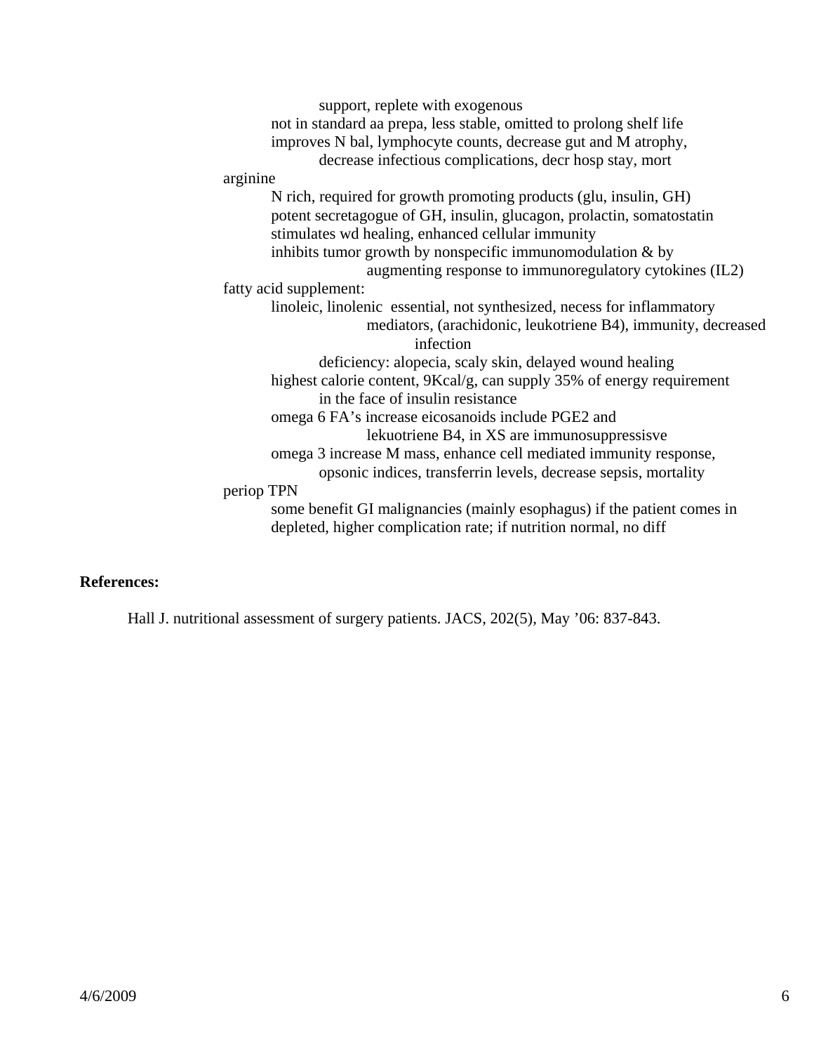support, replete with exogenous

- not in standard aa prepa, less stable, omitted to prolong shelf life
- improves N bal, lymphocyte counts, decrease gut and M atrophy, decrease infectious complications, decr hosp stay, mort

arginine

- N rich, required for growth promoting products (glu, insulin, GH)
- potent secretagogue of GH, insulin, glucagon, prolactin, somatostatin
- stimulates wd healing, enhanced cellular immunity
- inhibits tumor growth by nonspecific immunomodulation & by augmenting response to immunoregulatory cytokines (IL2)

fatty acid supplement:

- linoleic, linolenic essential, not synthesized, necess for inflammatory mediators, (arachidonic, leukotriene B4), immunity, decreased infection
    - deficiency: alopecia, scaly skin, delayed wound healing
- highest calorie content, 9Kcal/g, can supply 35% of energy requirement in the face of insulin resistance
- omega 6 FA's increase eicosanoids include PGE2 and lekuotriene B4, in XS are immunosuppressisve
- omega 3 increase M mass, enhance cell mediated immunity response, opsonic indices, transferrin levels, decrease sepsis, mortality

periop TPN

- some benefit GI malignancies (mainly esophagus) if the patient comes in depleted, higher complication rate; if nutrition normal, no diff

**References:**

Hall J. nutritional assessment of surgery patients. JACS, 202(5), May '06: 837-843.